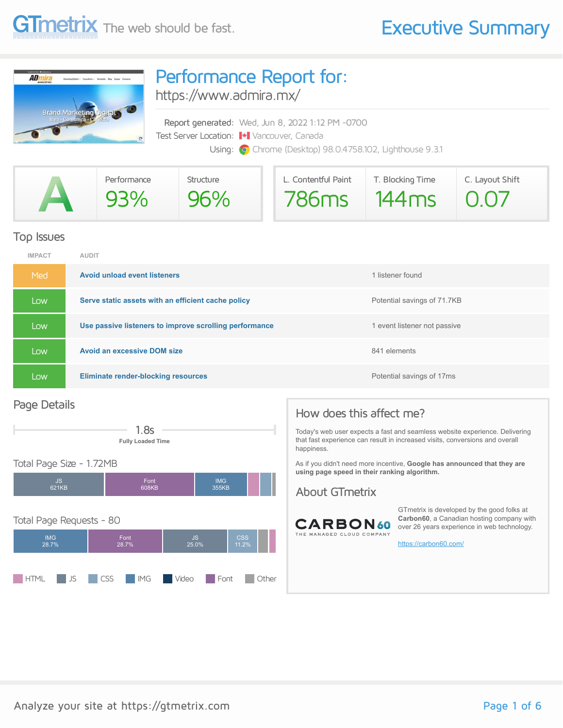GTmetrix The web should be fast.

# Executive Summary

## Performance Report for:

https://www.admira.mx/

Report generated: Wed, Jun 8, 2022 1:12 PM -0700
Test Server Location: Vancouver, Canada
Using: Chrome (Desktop) 98.0.4758.102, Lighthouse 9.3.1

| GTmetrix Grade | Performance | Structure | L. Contentful Paint | T. Blocking Time | C. Layout Shift |
|---|---|---|---|---|---|
| A | 93% | 96% | 786ms | 144ms | 0.07 |

## Top Issues

| IMPACT | AUDIT | |
|---|---|---|
| Med | **Avoid unload event listeners** | 1 listener found |
| Low | **Serve static assets with an efficient cache policy** | Potential savings of 71.7KB |
| Low | **Use passive listeners to improve scrolling performance** | 1 event listener not passive |
| Low | **Avoid an excessive DOM size** | 841 elements |
| Low | **Eliminate render-blocking resources** | Potential savings of 17ms |

## Page Details

1.8s
Fully Loaded Time

### Total Page Size - 1.72MB

JS 621KB
Font 608KB
IMG 355KB

### Total Page Requests - 80

IMG 28.7%
Font 28.7%
JS 25.0%
CSS 11.2%

HTML JS CSS IMG Video Font Other

## How does this affect me?

Today's web user expects a fast and seamless website experience. Delivering that fast experience can result in increased visits, conversions and overall happiness.

As if you didn't need more incentive, **Google has announced that they are using page speed in their ranking algorithm.**

## About GTmetrix

CARBON60 THE MANAGED CLOUD COMPANY

GTmetrix is developed by the good folks at **Carbon60**, a Canadian hosting company with over 26 years experience in web technology.

https://carbon60.com/

Analyze your site at https://gtmetrix.com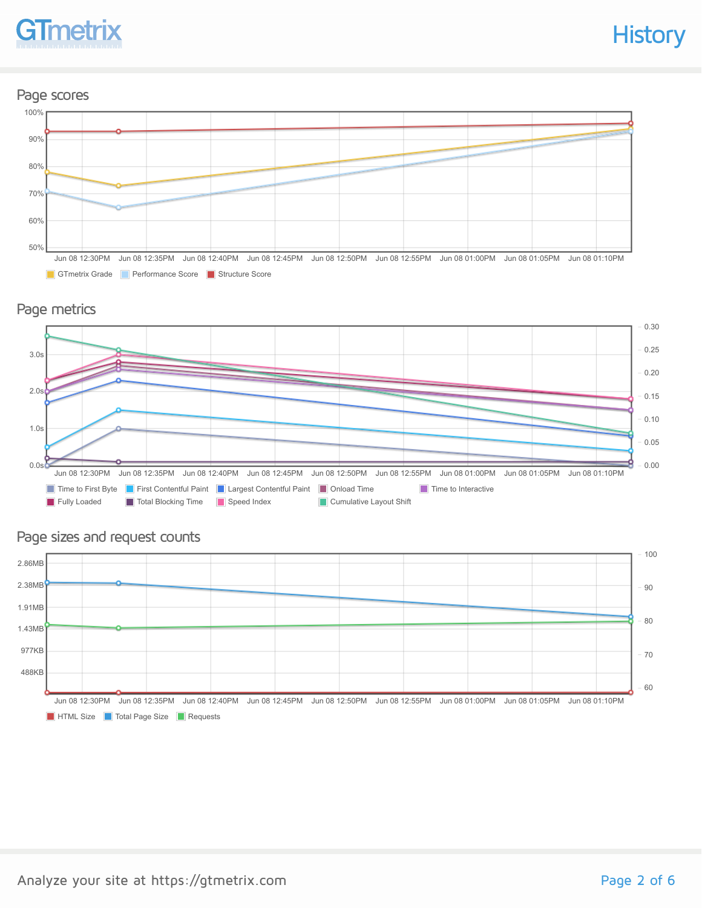## History

### Page scores

100%
90%
80%
70%
60%
50%

Jun 08 12:30PM
Jun 08 12:35PM
Jun 08 12:40PM
Jun 08 12:45PM
Jun 08 12:50PM
Jun 08 12:55PM
Jun 08 01:00PM
Jun 08 01:05PM
Jun 08 01:10PM

GTmetrix Grade
Performance Score
Structure Score

### Page metrics

3.0s
2.0s
1.0s
0.0s

0.30
0.25
0.20
0.15
0.10
0.05
0.00

Jun 08 12:30PM
Jun 08 12:35PM
Jun 08 12:40PM
Jun 08 12:45PM
Jun 08 12:50PM
Jun 08 12:55PM
Jun 08 01:00PM
Jun 08 01:05PM
Jun 08 01:10PM

Time to First Byte
First Contentful Paint
Largest Contentful Paint
Onload Time
Time to Interactive
Fully Loaded
Total Blocking Time
Speed Index
Cumulative Layout Shift

### Page sizes and request counts

2.86MB
2.38MB
1.91MB
1.43MB
977KB
488KB

100
90
80
70
60

Jun 08 12:30PM
Jun 08 12:35PM
Jun 08 12:40PM
Jun 08 12:45PM
Jun 08 12:50PM
Jun 08 12:55PM
Jun 08 01:00PM
Jun 08 01:05PM
Jun 08 01:10PM

HTML Size
Total Page Size
Requests

Analyze your site at https://gtmetrix.com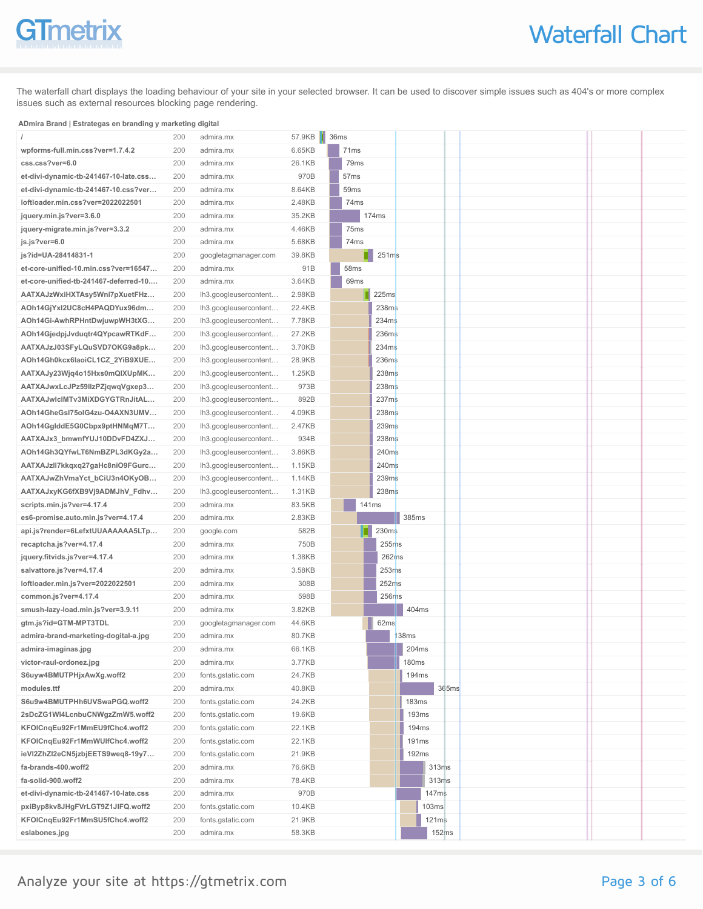# Waterfall Chart

The waterfall chart displays the loading behaviour of your site in your selected browser. It can be used to discover simple issues such as 404's or more complex issues such as external resources blocking page rendering.

**ADmira Brand | Estrategas en branding y marketing digital**

| | | | | |
|---|---|---|---|---|
| / | 200 | admira.mx | 57.9KB | 36ms |
| wpforms-full.min.css?ver=1.7.4.2 | 200 | admira.mx | 6.65KB | 71ms |
| css.css?ver=6.0 | 200 | admira.mx | 26.1KB | 79ms |
| et-divi-dynamic-tb-241467-10-late.css... | 200 | admira.mx | 970B | 57ms |
| et-divi-dynamic-tb-241467-10.css?ver... | 200 | admira.mx | 8.64KB | 59ms |
| loftloader.min.css?ver=2022022501 | 200 | admira.mx | 2.48KB | 74ms |
| jquery.min.js?ver=3.6.0 | 200 | admira.mx | 35.2KB | 174ms |
| jquery-migrate.min.js?ver=3.3.2 | 200 | admira.mx | 4.46KB | 75ms |
| js.js?ver=6.0 | 200 | admira.mx | 5.68KB | 74ms |
| js?id=UA-28414831-1 | 200 | googletagmanager.com | 39.8KB | 251ms |
| et-core-unified-10.min.css?ver=16547... | 200 | admira.mx | 91B | 58ms |
| et-core-unified-tb-241467-deferred-10.... | 200 | admira.mx | 3.64KB | 69ms |
| AATXAJzWxiHXTAsy5Wni7pXuetFHz... | 200 | lh3.googleusercontent... | 2.98KB | 225ms |
| AOh14GjYxl2UC8cH4PAQDYux96dm... | 200 | lh3.googleusercontent... | 22.4KB | 238ms |
| AOh14Gi-AwhRPHntDwjuwpWH3tXG... | 200 | lh3.googleusercontent... | 7.78KB | 234ms |
| AOh14GjedpjJvduqtr4QYpcawRTKdF... | 200 | lh3.googleusercontent... | 27.2KB | 236ms |
| AATXAJzJ03SFyLQuSVD7OKG9a8pk... | 200 | lh3.googleusercontent... | 3.70KB | 234ms |
| AOh14Gh0kcx6laoiCL1CZ_2YiB9XUE... | 200 | lh3.googleusercontent... | 28.9KB | 236ms |
| AATXAJy23Wjq4o15Hxs0mQlXUpMK... | 200 | lh3.googleusercontent... | 1.25KB | 238ms |
| AATXAJwxLcJPz59llzPZjqwqVgxep3... | 200 | lh3.googleusercontent... | 973B | 238ms |
| AATXAJwlclMTv3MiXDGYGTRnJitAL... | 200 | lh3.googleusercontent... | 892B | 237ms |
| AOh14GheGsl75olG4zu-O4AXN3UMV... | 200 | lh3.googleusercontent... | 4.09KB | 238ms |
| AOh14GglddE5G0Cbpx9ptHNMqM7T... | 200 | lh3.googleusercontent... | 2.47KB | 239ms |
| AATXAJx3_bmwnfYUJ10DDvFD4ZXJ... | 200 | lh3.googleusercontent... | 934B | 238ms |
| AOh14Gh3QYfwLT6NmBZPL3dKGy2a... | 200 | lh3.googleusercontent... | 3.86KB | 240ms |
| AATXAJzll7kkqxq27gaHc8niO9FGurc... | 200 | lh3.googleusercontent... | 1.15KB | 240ms |
| AATXAJwZhVmaYct_bCiU3n4OKyOB... | 200 | lh3.googleusercontent... | 1.14KB | 239ms |
| AATXAJxyKG6fXB9Vj9ADMJhV_Fdhv... | 200 | lh3.googleusercontent... | 1.31KB | 238ms |
| scripts.min.js?ver=4.17.4 | 200 | admira.mx | 83.5KB | 141ms |
| es6-promise.auto.min.js?ver=4.17.4 | 200 | admira.mx | 2.83KB | 385ms |
| api.js?render=6LefxtUUAAAAAA5LTp... | 200 | google.com | 582B | 230ms |
| recaptcha.js?ver=4.17.4 | 200 | admira.mx | 750B | 255ms |
| jquery.fitvids.js?ver=4.17.4 | 200 | admira.mx | 1.38KB | 262ms |
| salvattore.js?ver=4.17.4 | 200 | admira.mx | 3.58KB | 253ms |
| loftloader.min.js?ver=2022022501 | 200 | admira.mx | 308B | 252ms |
| common.js?ver=4.17.4 | 200 | admira.mx | 598B | 256ms |
| smush-lazy-load.min.js?ver=3.9.11 | 200 | admira.mx | 3.82KB | 404ms |
| gtm.js?id=GTM-MPT3TDL | 200 | googletagmanager.com | 44.6KB | 62ms |
| admira-brand-marketing-dogital-a.jpg | 200 | admira.mx | 80.7KB | 138ms |
| admira-imaginas.jpg | 200 | admira.mx | 66.1KB | 204ms |
| victor-raul-ordonez.jpg | 200 | admira.mx | 3.77KB | 180ms |
| S6uyw4BMUTPHjxAwXg.woff2 | 200 | fonts.gstatic.com | 24.7KB | 194ms |
| modules.ttf | 200 | admira.mx | 40.8KB | 365ms |
| S6u9w4BMUTPHh6UVSwaPGQ.woff2 | 200 | fonts.gstatic.com | 24.2KB | 183ms |
| 2sDcZG1Wl4LcnbuCNWgzZmW5.woff2 | 200 | fonts.gstatic.com | 19.6KB | 193ms |
| KFOlCnqEu92Fr1MmEU9fChc4.woff2 | 200 | fonts.gstatic.com | 22.1KB | 194ms |
| KFOlCnqEu92Fr1MmWUlfChc4.woff2 | 200 | fonts.gstatic.com | 22.1KB | 191ms |
| ieVl2ZhZl2eCN5jzbjEETS9weq8-19y7... | 200 | fonts.gstatic.com | 21.9KB | 192ms |
| fa-brands-400.woff2 | 200 | admira.mx | 76.6KB | 313ms |
| fa-solid-900.woff2 | 200 | admira.mx | 78.4KB | 313ms |
| et-divi-dynamic-tb-241467-10-late.css | 200 | admira.mx | 970B | 147ms |
| pxiByp8kv8JHgFVrLGT9Z1JlFQ.woff2 | 200 | fonts.gstatic.com | 10.4KB | 103ms |
| KFOlCnqEu92Fr1MmSU5fChc4.woff2 | 200 | fonts.gstatic.com | 21.9KB | 121ms |
| eslabones.jpg | 200 | admira.mx | 58.3KB | 152ms |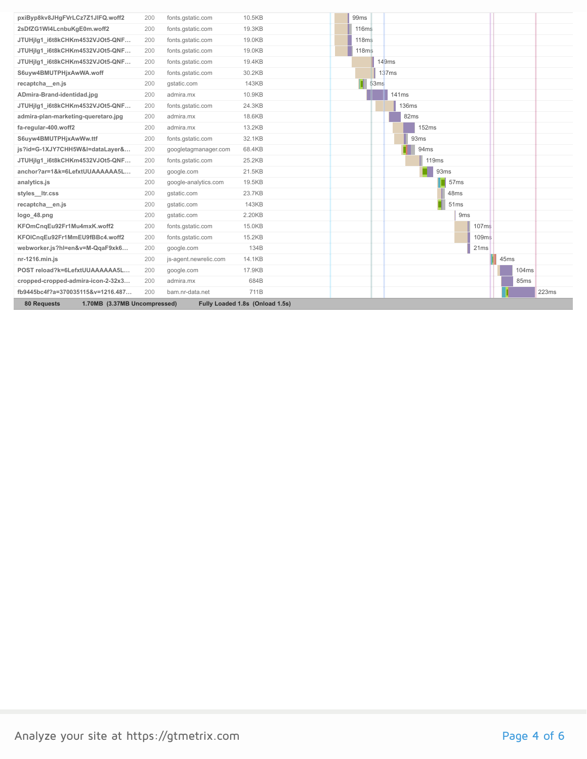| | | | | |
|---|---|---|---|---|
| pxiByp8kv8JHgFVrLCz7Z1JlFQ.woff2 | 200 | fonts.gstatic.com | 10.5KB | 99ms |
| 2sDfZG1Wl4LcnbuKgE0m.woff2 | 200 | fonts.gstatic.com | 19.3KB | 116ms |
| JTUHjIg1_i6t8kCHKm4532VJOt5-QNF… | 200 | fonts.gstatic.com | 19.0KB | 118ms |
| JTUHjIg1_i6t8kCHKm4532VJOt5-QNF… | 200 | fonts.gstatic.com | 19.0KB | 118ms |
| JTUHjIg1_i6t8kCHKm4532VJOt5-QNF… | 200 | fonts.gstatic.com | 19.4KB | 149ms |
| S6uyw4BMUTPHjxAwWA.woff | 200 | fonts.gstatic.com | 30.2KB | 137ms |
| recaptcha__en.js | 200 | gstatic.com | 143KB | 53ms |
| ADmira-Brand-identidad.jpg | 200 | admira.mx | 10.9KB | 141ms |
| JTUHjIg1_i6t8kCHKm4532VJOt5-QNF… | 200 | fonts.gstatic.com | 24.3KB | 136ms |
| admira-plan-marketing-queretaro.jpg | 200 | admira.mx | 18.6KB | 82ms |
| fa-regular-400.woff2 | 200 | admira.mx | 13.2KB | 152ms |
| S6uyw4BMUTPHjxAwWw.ttf | 200 | fonts.gstatic.com | 32.1KB | 93ms |
| js?id=G-1XJY7CHH5W&l=dataLayer&… | 200 | googletagmanager.com | 68.4KB | 94ms |
| JTUHjIg1_i6t8kCHKm4532VJOt5-QNF… | 200 | fonts.gstatic.com | 25.2KB | 119ms |
| anchor?ar=1&k=6LefxtUUAAAAAA5L… | 200 | google.com | 21.5KB | 93ms |
| analytics.js | 200 | google-analytics.com | 19.5KB | 57ms |
| styles__ltr.css | 200 | gstatic.com | 23.7KB | 48ms |
| recaptcha__en.js | 200 | gstatic.com | 143KB | 51ms |
| logo_48.png | 200 | gstatic.com | 2.20KB | 9ms |
| KFOmCnqEu92Fr1Mu4mxK.woff2 | 200 | fonts.gstatic.com | 15.0KB | 107ms |
| KFOlCnqEu92Fr1MmEU9fBBc4.woff2 | 200 | fonts.gstatic.com | 15.2KB | 109ms |
| webworker.js?hl=en&v=M-QqaF9xk6… | 200 | google.com | 134B | 21ms |
| nr-1216.min.js | 200 | js-agent.newrelic.com | 14.1KB | 45ms |
| POST reload?k=6LefxtUUAAAAAA5L… | 200 | google.com | 17.9KB | 104ms |
| cropped-cropped-admira-icon-2-32x3… | 200 | admira.mx | 684B | 85ms |
| fb9445bc4f?a=370035115&v=1216.487… | 200 | bam.nr-data.net | 711B | 223ms |

**80 Requests** **1.70MB (3.37MB Uncompressed)** **Fully Loaded 1.8s (Onload 1.5s)**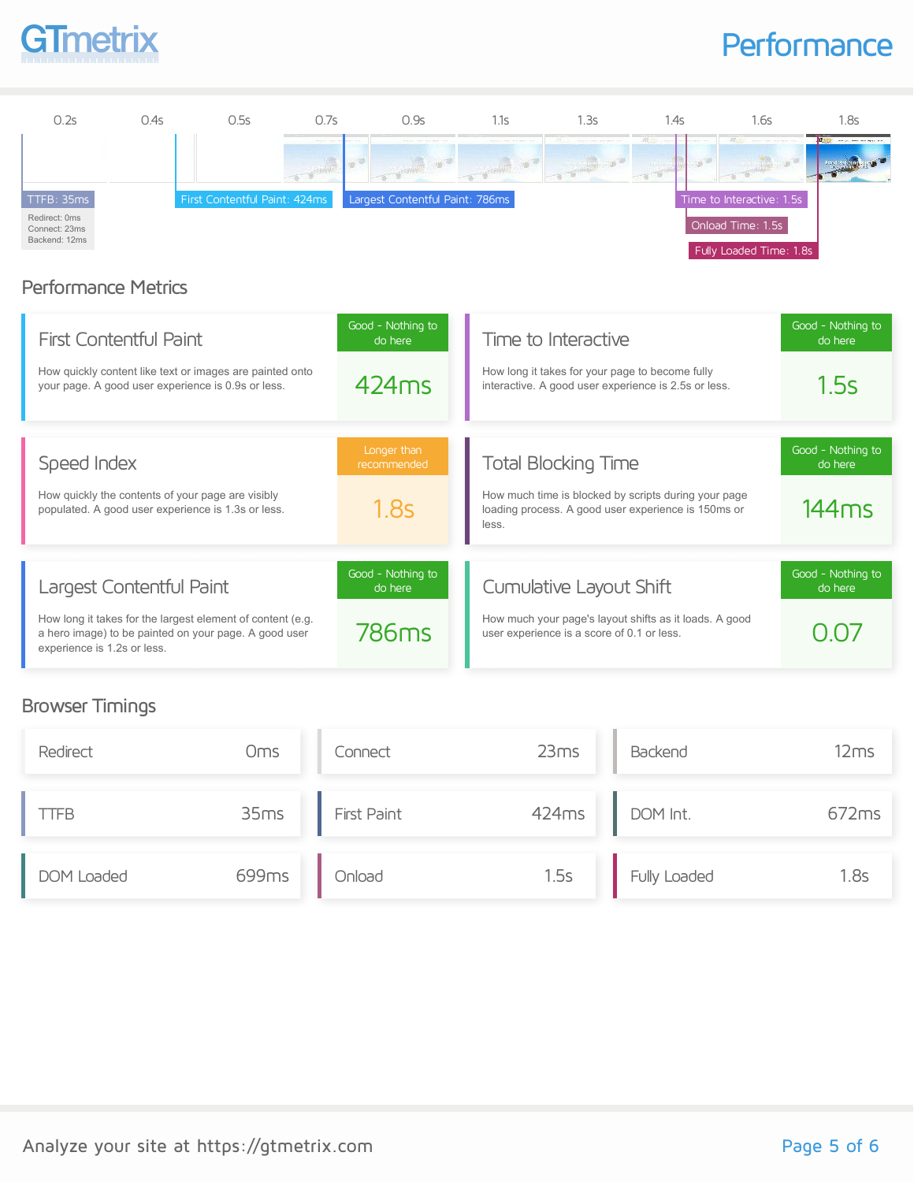# Performance

0.2s 0.4s 0.5s 0.7s 0.9s 1.1s 1.3s 1.4s 1.6s 1.8s

TTFB: 35ms
Redirect: 0ms
Connect: 23ms
Backend: 12ms

First Contentful Paint: 424ms

Largest Contentful Paint: 786ms

Time to Interactive: 1.5s

Onload Time: 1.5s

Fully Loaded Time: 1.8s

## Performance Metrics

### First Contentful Paint

How quickly content like text or images are painted onto your page. A good user experience is 0.9s or less.

Good - Nothing to do here

424ms

### Time to Interactive

How long it takes for your page to become fully interactive. A good user experience is 2.5s or less.

Good - Nothing to do here

1.5s

### Speed Index

How quickly the contents of your page are visibly populated. A good user experience is 1.3s or less.

Longer than recommended

1.8s

### Total Blocking Time

How much time is blocked by scripts during your page loading process. A good user experience is 150ms or less.

Good - Nothing to do here

144ms

### Largest Contentful Paint

How long it takes for the largest element of content (e.g. a hero image) to be painted on your page. A good user experience is 1.2s or less.

Good - Nothing to do here

786ms

### Cumulative Layout Shift

How much your page's layout shifts as it loads. A good user experience is a score of 0.1 or less.

Good - Nothing to do here

0.07

## Browser Timings

| | | | | | |
|---|---|---|---|---|---|
| Redirect | 0ms | Connect | 23ms | Backend | 12ms |
| TTFB | 35ms | First Paint | 424ms | DOM Int. | 672ms |
| DOM Loaded | 699ms | Onload | 1.5s | Fully Loaded | 1.8s |

Analyze your site at https://gtmetrix.com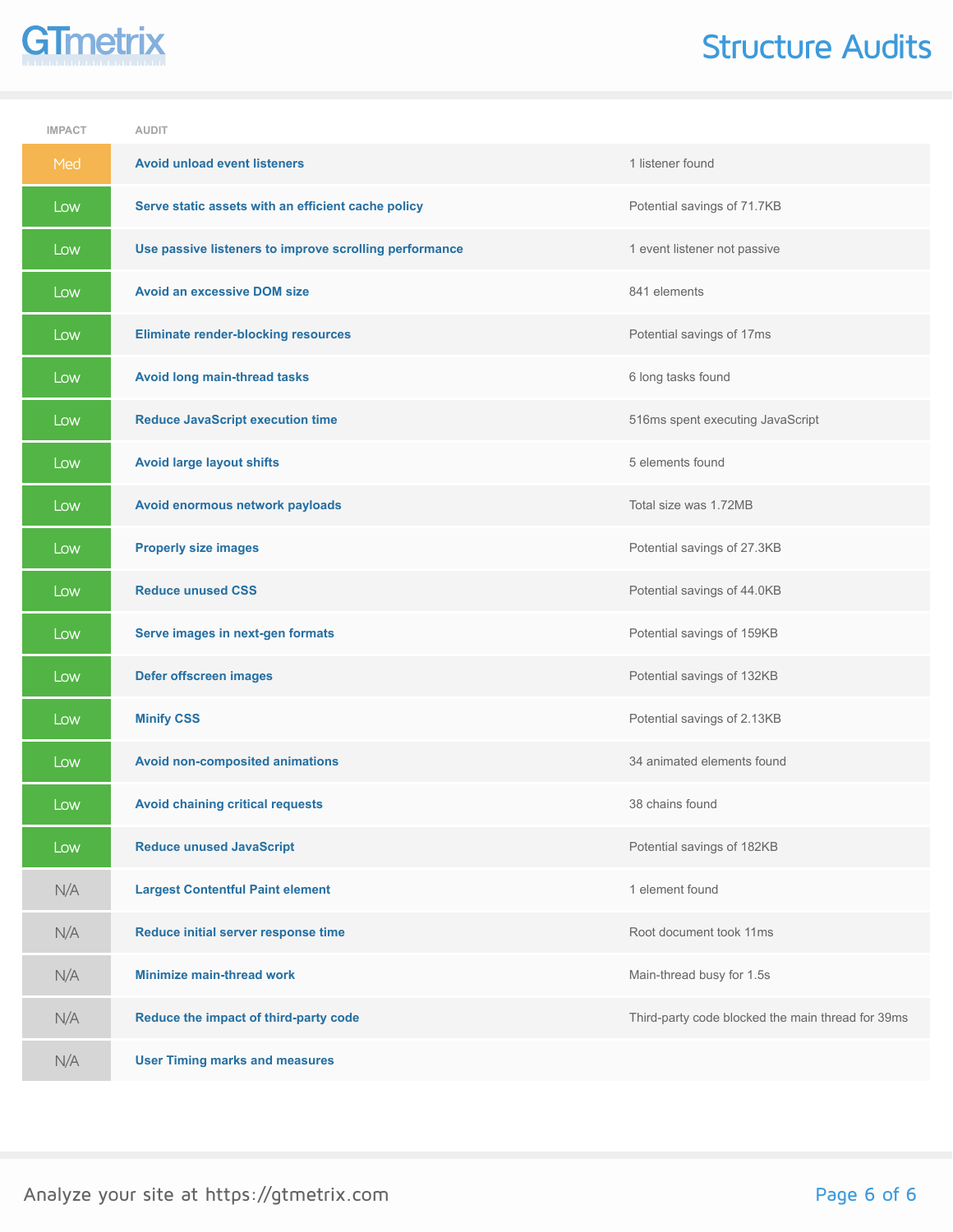# Structure Audits

| IMPACT | AUDIT | |
|---|---|---|
| Med | **Avoid unload event listeners** | 1 listener found |
| Low | **Serve static assets with an efficient cache policy** | Potential savings of 71.7KB |
| Low | **Use passive listeners to improve scrolling performance** | 1 event listener not passive |
| Low | **Avoid an excessive DOM size** | 841 elements |
| Low | **Eliminate render-blocking resources** | Potential savings of 17ms |
| Low | **Avoid long main-thread tasks** | 6 long tasks found |
| Low | **Reduce JavaScript execution time** | 516ms spent executing JavaScript |
| Low | **Avoid large layout shifts** | 5 elements found |
| Low | **Avoid enormous network payloads** | Total size was 1.72MB |
| Low | **Properly size images** | Potential savings of 27.3KB |
| Low | **Reduce unused CSS** | Potential savings of 44.0KB |
| Low | **Serve images in next-gen formats** | Potential savings of 159KB |
| Low | **Defer offscreen images** | Potential savings of 132KB |
| Low | **Minify CSS** | Potential savings of 2.13KB |
| Low | **Avoid non-composited animations** | 34 animated elements found |
| Low | **Avoid chaining critical requests** | 38 chains found |
| Low | **Reduce unused JavaScript** | Potential savings of 182KB |
| N/A | **Largest Contentful Paint element** | 1 element found |
| N/A | **Reduce initial server response time** | Root document took 11ms |
| N/A | **Minimize main-thread work** | Main-thread busy for 1.5s |
| N/A | **Reduce the impact of third-party code** | Third-party code blocked the main thread for 39ms |
| N/A | **User Timing marks and measures** | |

Analyze your site at https://gtmetrix.com